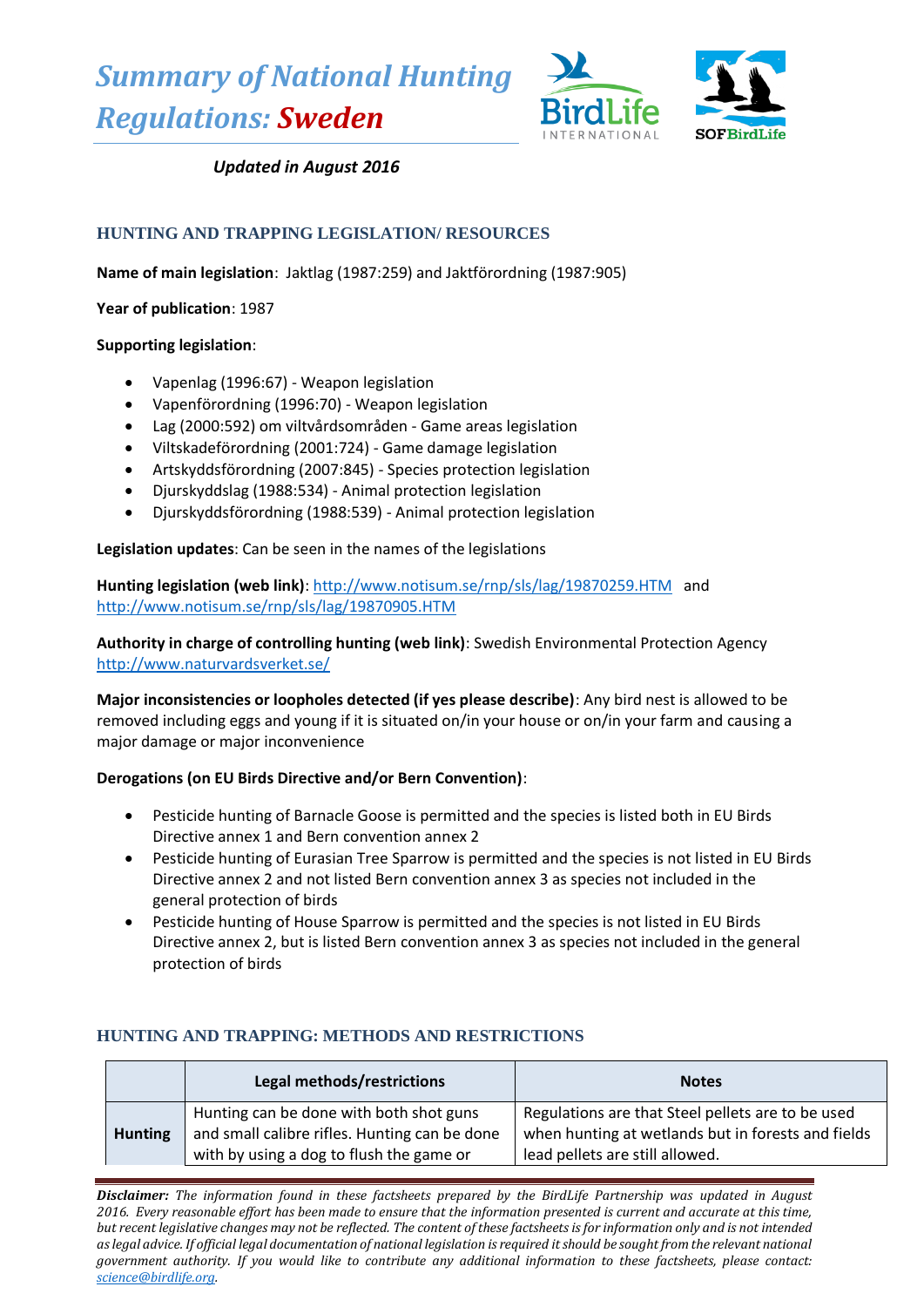# *Summary of National Hunting Regulations: Sweden*

*Updated in August 2016*

## HUNTING AND TRAPPING LEGISLATION/ RESOURCES

**Name of main legislation**: Jaktlag (1987:259) and Jaktförordning (1987:905)

**Year of publication**: 1987

**Supporting legislation**:

- Vapenlag (1996:67) - Weapon legislation
- Vapenförordning (1996:70) - Weapon legislation
- Lag (2000:592) om viltvårdsområden - Game areas legislation
- Viltskadeförordning (2001:724) - Game damage legislation
- Artskyddsförordning (2007:845) - Species protection legislation
- Djurskyddslag (1988:534) - Animal protection legislation
- Djurskyddsförordning (1988:539) - Animal protection legislation

**Legislation updates**: Can be seen in the names of the legislations

**Hunting legislation (web link)**: http://www.notisum.se/rnp/sls/lag/19870259.HTM and http://www.notisum.se/rnp/sls/lag/19870905.HTM

**Authority in charge of controlling hunting (web link)**: Swedish Environmental Protection Agency http://www.naturvardsverket.se/

**Major inconsistencies or loopholes detected (if yes please describe)**: Any bird nest is allowed to be removed including eggs and young if it is situated on/in your house or on/in your farm and causing a major damage or major inconvenience

**Derogations (on EU Birds Directive and/or Bern Convention)**:

- Pesticide hunting of Barnacle Goose is permitted and the species is listed both in EU Birds Directive annex 1 and Bern convention annex 2
- Pesticide hunting of Eurasian Tree Sparrow is permitted and the species is not listed in EU Birds Directive annex 2 and not listed Bern convention annex 3 as species not included in the general protection of birds
- Pesticide hunting of House Sparrow is permitted and the species is not listed in EU Birds Directive annex 2, but is listed Bern convention annex 3 as species not included in the general protection of birds

## HUNTING AND TRAPPING: METHODS AND RESTRICTIONS

| | Legal methods/restrictions | Notes |
|---|---|---|
| **Hunting** | Hunting can be done with both shot guns and small calibre rifles. Hunting can be done with by using a dog to flush the game or | Regulations are that Steel pellets are to be used when hunting at wetlands but in forests and fields lead pellets are still allowed. |

***Disclaimer:*** *The information found in these factsheets prepared by the BirdLife Partnership was updated in August 2016. Every reasonable effort has been made to ensure that the information presented is current and accurate at this time, but recent legislative changes may not be reflected. The content of these factsheets is for information only and is not intended as legal advice. If official legal documentation of national legislation is required it should be sought from the relevant national government authority. If you would like to contribute any additional information to these factsheets, please contact: science@birdlife.org.*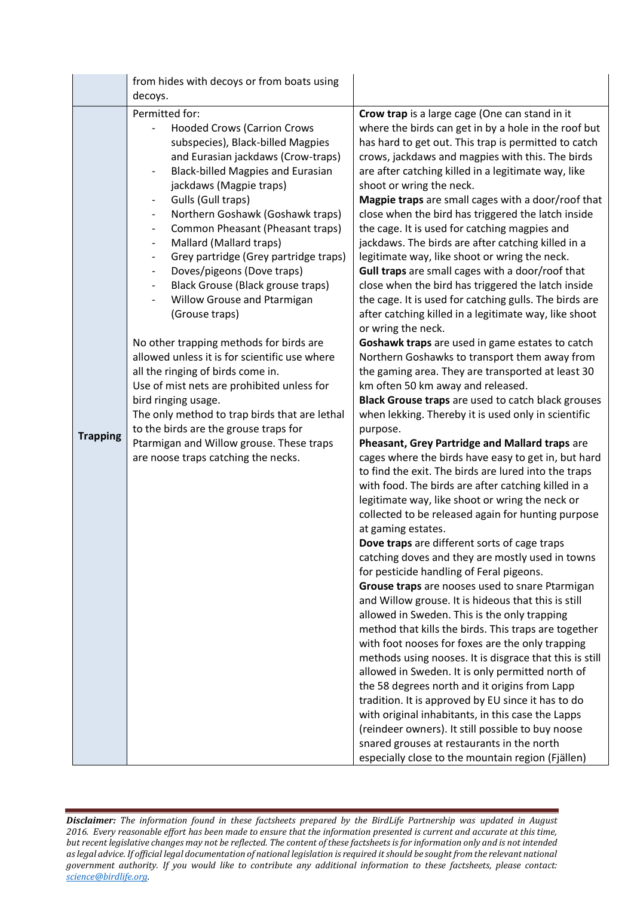|  |  |  |
|---|---|---|
|  | from hides with decoys or from boats using decoys. |  |
| **Trapping** | Permitted for:<br>- Hooded Crows (Carrion Crows subspecies), Black-billed Magpies and Eurasian jackdaws (Crow-traps)<br>- Black-billed Magpies and Eurasian jackdaws (Magpie traps)<br>- Gulls (Gull traps)<br>- Northern Goshawk (Goshawk traps)<br>- Common Pheasant (Pheasant traps)<br>- Mallard (Mallard traps)<br>- Grey partridge (Grey partridge traps)<br>- Doves/pigeons (Dove traps)<br>- Black Grouse (Black grouse traps)<br>- Willow Grouse and Ptarmigan (Grouse traps)<br><br>No other trapping methods for birds are allowed unless it is for scientific use where all the ringing of birds come in.<br>Use of mist nets are prohibited unless for bird ringing usage.<br>The only method to trap birds that are lethal to the birds are the grouse traps for Ptarmigan and Willow grouse. These traps are noose traps catching the necks. | **Crow trap** is a large cage (One can stand in it where the birds can get in by a hole in the roof but has hard to get out. This trap is permitted to catch crows, jackdaws and magpies with this. The birds are after catching killed in a legitimate way, like shoot or wring the neck.<br>**Magpie traps** are small cages with a door/roof that close when the bird has triggered the latch inside the cage. It is used for catching magpies and jackdaws. The birds are after catching killed in a legitimate way, like shoot or wring the neck.<br>**Gull traps** are small cages with a door/roof that close when the bird has triggered the latch inside the cage. It is used for catching gulls. The birds are after catching killed in a legitimate way, like shoot or wring the neck.<br>**Goshawk traps** are used in game estates to catch Northern Goshawks to transport them away from the gaming area. They are transported at least 30 km often 50 km away and released.<br>**Black Grouse traps** are used to catch black grouses when lekking. Thereby it is used only in scientific purpose.<br>**Pheasant, Grey Partridge and Mallard traps** are cages where the birds have easy to get in, but hard to find the exit. The birds are lured into the traps with food. The birds are after catching killed in a legitimate way, like shoot or wring the neck or collected to be released again for hunting purpose at gaming estates.<br>**Dove traps** are different sorts of cage traps catching doves and they are mostly used in towns for pesticide handling of Feral pigeons.<br>**Grouse traps** are nooses used to snare Ptarmigan and Willow grouse. It is hideous that this is still allowed in Sweden. This is the only trapping method that kills the birds. This traps are together with foot nooses for foxes are the only trapping methods using nooses. It is disgrace that this is still allowed in Sweden. It is only permitted north of the 58 degrees north and it origins from Lapp tradition. It is approved by EU since it has to do with original inhabitants, in this case the Lapps (reindeer owners). It still possible to buy noose snared grouses at restaurants in the north especially close to the mountain region (Fjällen) |

***Disclaimer:*** *The information found in these factsheets prepared by the BirdLife Partnership was updated in August 2016. Every reasonable effort has been made to ensure that the information presented is current and accurate at this time, but recent legislative changes may not be reflected. The content of these factsheets is for information only and is not intended as legal advice. If official legal documentation of national legislation is required it should be sought from the relevant national government authority. If you would like to contribute any additional information to these factsheets, please contact: science@birdlife.org.*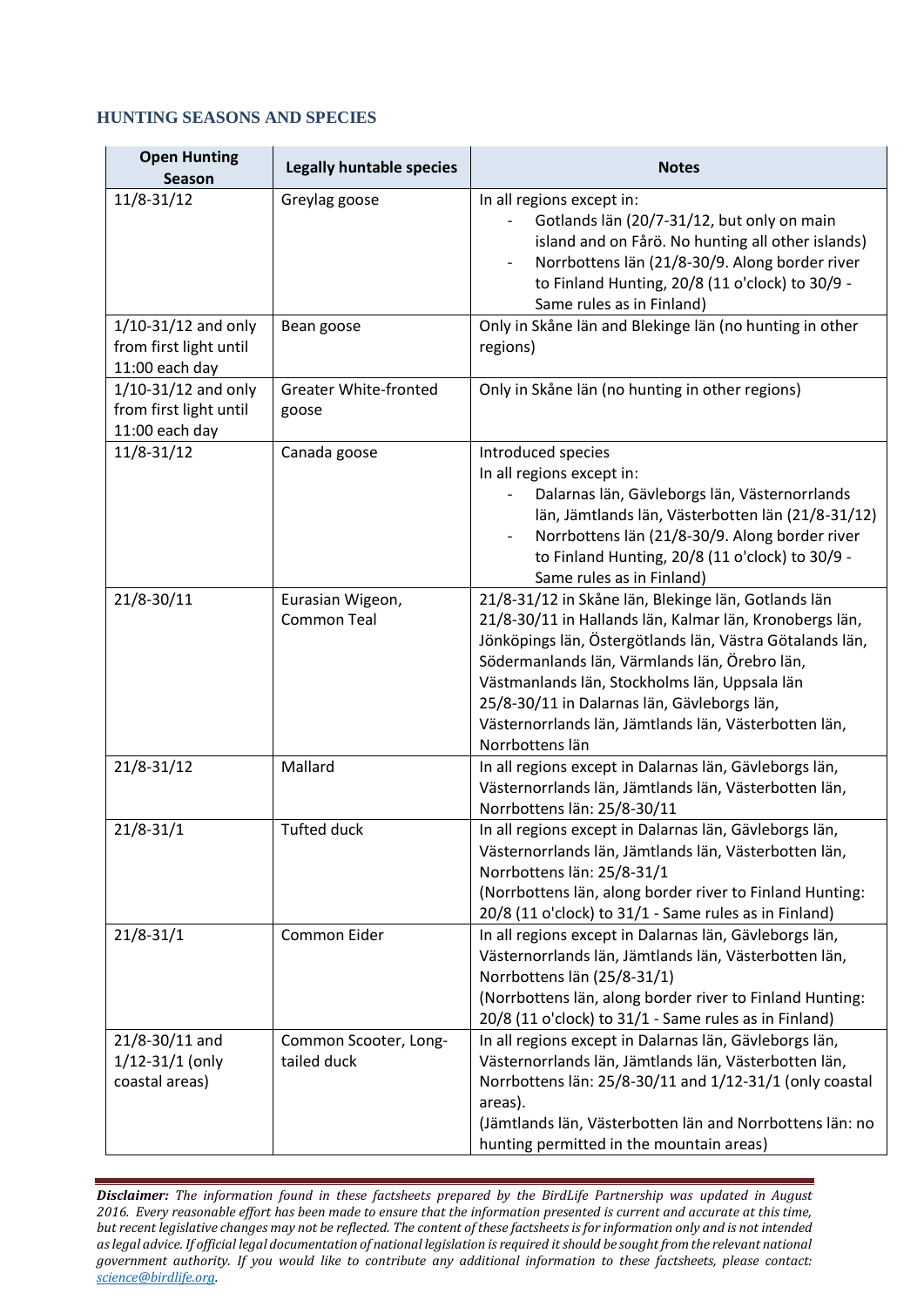## HUNTING SEASONS AND SPECIES

| Open Hunting Season | Legally huntable species | Notes |
|---|---|---|
| 11/8-31/12 | Greylag goose | In all regions except in:<br>- Gotlands län (20/7-31/12, but only on main island and on Fårö. No hunting all other islands)<br>- Norrbottens län (21/8-30/9. Along border river to Finland Hunting, 20/8 (11 o'clock) to 30/9 - Same rules as in Finland) |
| 1/10-31/12 and only from first light until 11:00 each day | Bean goose | Only in Skåne län and Blekinge län (no hunting in other regions) |
| 1/10-31/12 and only from first light until 11:00 each day | Greater White-fronted goose | Only in Skåne län (no hunting in other regions) |
| 11/8-31/12 | Canada goose | Introduced species<br>In all regions except in:<br>- Dalarnas län, Gävleborgs län, Västernorrlands län, Jämtlands län, Västerbotten län (21/8-31/12)<br>- Norrbottens län (21/8-30/9. Along border river to Finland Hunting, 20/8 (11 o'clock) to 30/9 - Same rules as in Finland) |
| 21/8-30/11 | Eurasian Wigeon, Common Teal | 21/8-31/12 in Skåne län, Blekinge län, Gotlands län<br>21/8-30/11 in Hallands län, Kalmar län, Kronobergs län, Jönköpings län, Östergötlands län, Västra Götalands län, Södermanlands län, Värmlands län, Örebro län, Västmanlands län, Stockholms län, Uppsala län<br>25/8-30/11 in Dalarnas län, Gävleborgs län, Västernorrlands län, Jämtlands län, Västerbotten län, Norrbottens län |
| 21/8-31/12 | Mallard | In all regions except in Dalarnas län, Gävleborgs län, Västernorrlands län, Jämtlands län, Västerbotten län, Norrbottens län: 25/8-30/11 |
| 21/8-31/1 | Tufted duck | In all regions except in Dalarnas län, Gävleborgs län, Västernorrlands län, Jämtlands län, Västerbotten län, Norrbottens län: 25/8-31/1<br>(Norrbottens län, along border river to Finland Hunting: 20/8 (11 o'clock) to 31/1 - Same rules as in Finland) |
| 21/8-31/1 | Common Eider | In all regions except in Dalarnas län, Gävleborgs län, Västernorrlands län, Jämtlands län, Västerbotten län, Norrbottens län (25/8-31/1)<br>(Norrbottens län, along border river to Finland Hunting: 20/8 (11 o'clock) to 31/1 - Same rules as in Finland) |
| 21/8-30/11 and 1/12-31/1 (only coastal areas) | Common Scooter, Long-tailed duck | In all regions except in Dalarnas län, Gävleborgs län, Västernorrlands län, Jämtlands län, Västerbotten län, Norrbottens län: 25/8-30/11 and 1/12-31/1 (only coastal areas).<br>(Jämtlands län, Västerbotten län and Norrbottens län: no hunting permitted in the mountain areas) |

***Disclaimer:*** *The information found in these factsheets prepared by the BirdLife Partnership was updated in August 2016. Every reasonable effort has been made to ensure that the information presented is current and accurate at this time, but recent legislative changes may not be reflected. The content of these factsheets is for information only and is not intended as legal advice. If official legal documentation of national legislation is required it should be sought from the relevant national government authority. If you would like to contribute any additional information to these factsheets, please contact: science@birdlife.org.*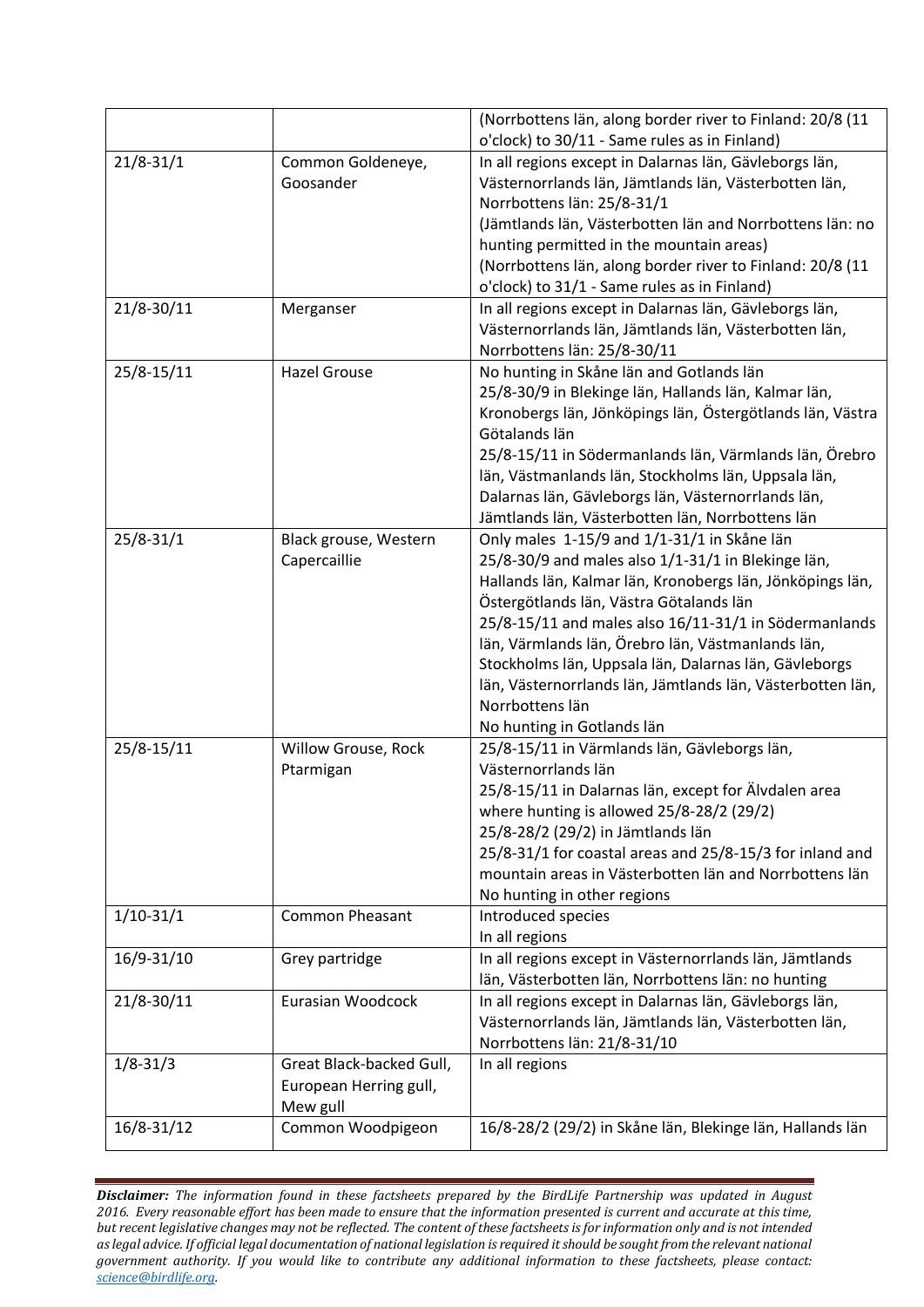| | | |
|---|---|---|
| | | (Norrbottens län, along border river to Finland: 20/8 (11 o'clock) to 30/11 - Same rules as in Finland) |
| 21/8-31/1 | Common Goldeneye, Goosander | In all regions except in Dalarnas län, Gävleborgs län, Västernorrlands län, Jämtlands län, Västerbotten län, Norrbottens län: 25/8-31/1<br>(Jämtlands län, Västerbotten län and Norrbottens län: no hunting permitted in the mountain areas)<br>(Norrbottens län, along border river to Finland: 20/8 (11 o'clock) to 31/1 - Same rules as in Finland) |
| 21/8-30/11 | Merganser | In all regions except in Dalarnas län, Gävleborgs län, Västernorrlands län, Jämtlands län, Västerbotten län, Norrbottens län: 25/8-30/11 |
| 25/8-15/11 | Hazel Grouse | No hunting in Skåne län and Gotlands län<br>25/8-30/9 in Blekinge län, Hallands län, Kalmar län, Kronobergs län, Jönköpings län, Östergötlands län, Västra Götalands län<br>25/8-15/11 in Södermanlands län, Värmlands län, Örebro län, Västmanlands län, Stockholms län, Uppsala län, Dalarnas län, Gävleborgs län, Västernorrlands län, Jämtlands län, Västerbotten län, Norrbottens län |
| 25/8-31/1 | Black grouse, Western Capercaillie | Only males 1-15/9 and 1/1-31/1 in Skåne län<br>25/8-30/9 and males also 1/1-31/1 in Blekinge län, Hallands län, Kalmar län, Kronobergs län, Jönköpings län, Östergötlands län, Västra Götalands län<br>25/8-15/11 and males also 16/11-31/1 in Södermanlands län, Värmlands län, Örebro län, Västmanlands län, Stockholms län, Uppsala län, Dalarnas län, Gävleborgs län, Västernorrlands län, Jämtlands län, Västerbotten län, Norrbottens län<br>No hunting in Gotlands län |
| 25/8-15/11 | Willow Grouse, Rock Ptarmigan | 25/8-15/11 in Värmlands län, Gävleborgs län, Västernorrlands län<br>25/8-15/11 in Dalarnas län, except for Älvdalen area where hunting is allowed 25/8-28/2 (29/2)<br>25/8-28/2 (29/2) in Jämtlands län<br>25/8-31/1 for coastal areas and 25/8-15/3 for inland and mountain areas in Västerbotten län and Norrbottens län<br>No hunting in other regions |
| 1/10-31/1 | Common Pheasant | Introduced species<br>In all regions |
| 16/9-31/10 | Grey partridge | In all regions except in Västernorrlands län, Jämtlands län, Västerbotten län, Norrbottens län: no hunting |
| 21/8-30/11 | Eurasian Woodcock | In all regions except in Dalarnas län, Gävleborgs län, Västernorrlands län, Jämtlands län, Västerbotten län, Norrbottens län: 21/8-31/10 |
| 1/8-31/3 | Great Black-backed Gull, European Herring gull, Mew gull | In all regions |
| 16/8-31/12 | Common Woodpigeon | 16/8-28/2 (29/2) in Skåne län, Blekinge län, Hallands län |

***Disclaimer:*** *The information found in these factsheets prepared by the BirdLife Partnership was updated in August 2016. Every reasonable effort has been made to ensure that the information presented is current and accurate at this time, but recent legislative changes may not be reflected. The content of these factsheets is for information only and is not intended as legal advice. If official legal documentation of national legislation is required it should be sought from the relevant national government authority. If you would like to contribute any additional information to these factsheets, please contact:* *science@birdlife.org.*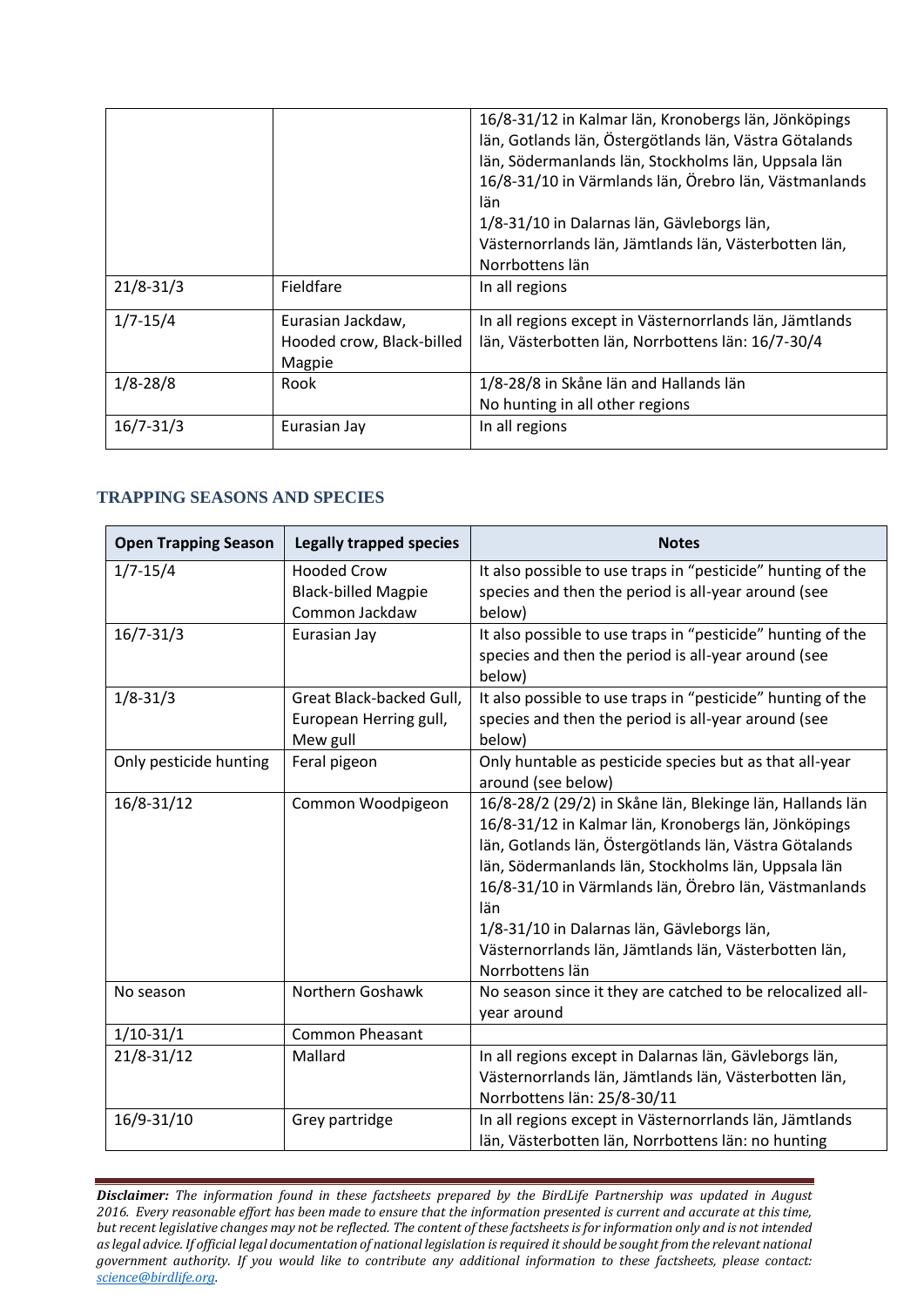| | | |
|---|---|---|
| | | 16/8-31/12 in Kalmar län, Kronobergs län, Jönköpings län, Gotlands län, Östergötlands län, Västra Götalands län, Södermanlands län, Stockholms län, Uppsala län<br>16/8-31/10 in Värmlands län, Örebro län, Västmanlands län<br>1/8-31/10 in Dalarnas län, Gävleborgs län, Västernorrlands län, Jämtlands län, Västerbotten län, Norrbottens län |
| 21/8-31/3 | Fieldfare | In all regions |
| 1/7-15/4 | Eurasian Jackdaw, Hooded crow, Black-billed Magpie | In all regions except in Västernorrlands län, Jämtlands län, Västerbotten län, Norrbottens län: 16/7-30/4 |
| 1/8-28/8 | Rook | 1/8-28/8 in Skåne län and Hallands län<br>No hunting in all other regions |
| 16/7-31/3 | Eurasian Jay | In all regions |

## TRAPPING SEASONS AND SPECIES

| Open Trapping Season | Legally trapped species | Notes |
|---|---|---|
| 1/7-15/4 | Hooded Crow<br>Black-billed Magpie<br>Common Jackdaw | It also possible to use traps in "pesticide" hunting of the species and then the period is all-year around (see below) |
| 16/7-31/3 | Eurasian Jay | It also possible to use traps in "pesticide" hunting of the species and then the period is all-year around (see below) |
| 1/8-31/3 | Great Black-backed Gull, European Herring gull, Mew gull | It also possible to use traps in "pesticide" hunting of the species and then the period is all-year around (see below) |
| Only pesticide hunting | Feral pigeon | Only huntable as pesticide species but as that all-year around (see below) |
| 16/8-31/12 | Common Woodpigeon | 16/8-28/2 (29/2) in Skåne län, Blekinge län, Hallands län<br>16/8-31/12 in Kalmar län, Kronobergs län, Jönköpings län, Gotlands län, Östergötlands län, Västra Götalands län, Södermanlands län, Stockholms län, Uppsala län<br>16/8-31/10 in Värmlands län, Örebro län, Västmanlands län<br>1/8-31/10 in Dalarnas län, Gävleborgs län, Västernorrlands län, Jämtlands län, Västerbotten län, Norrbottens län |
| No season | Northern Goshawk | No season since it they are catched to be relocalized all-year around |
| 1/10-31/1 | Common Pheasant | |
| 21/8-31/12 | Mallard | In all regions except in Dalarnas län, Gävleborgs län, Västernorrlands län, Jämtlands län, Västerbotten län, Norrbottens län: 25/8-30/11 |
| 16/9-31/10 | Grey partridge | In all regions except in Västernorrlands län, Jämtlands län, Västerbotten län, Norrbottens län: no hunting |

***Disclaimer:*** *The information found in these factsheets prepared by the BirdLife Partnership was updated in August 2016. Every reasonable effort has been made to ensure that the information presented is current and accurate at this time, but recent legislative changes may not be reflected. The content of these factsheets is for information only and is not intended as legal advice. If official legal documentation of national legislation is required it should be sought from the relevant national government authority. If you would like to contribute any additional information to these factsheets, please contact: science@birdlife.org.*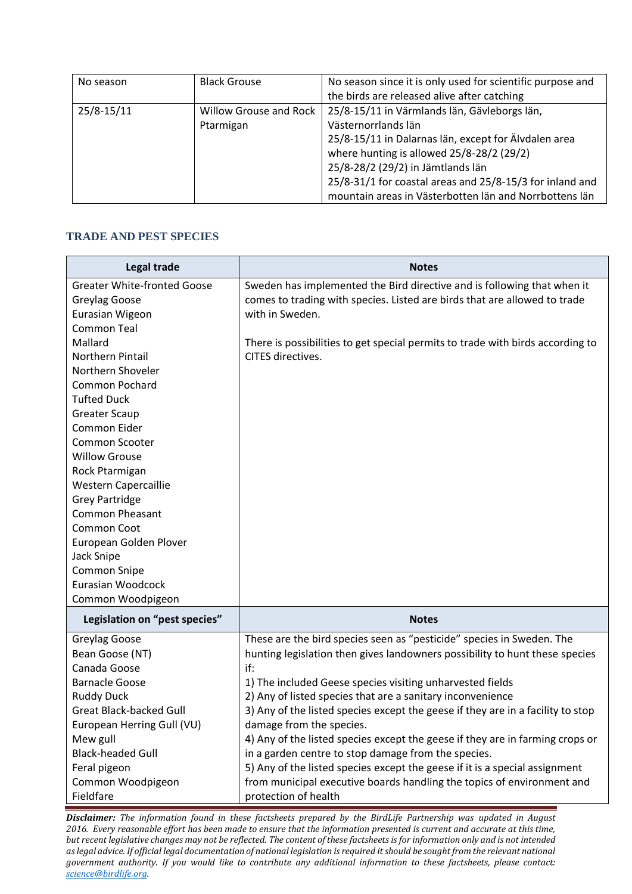| No season | Black Grouse | No season since it is only used for scientific purpose and the birds are released alive after catching |
|---|---|---|
| 25/8-15/11 | Willow Grouse and Rock Ptarmigan | 25/8-15/11 in Värmlands län, Gävleborgs län, Västernorrlands län<br>25/8-15/11 in Dalarnas län, except for Älvdalen area where hunting is allowed 25/8-28/2 (29/2)<br>25/8-28/2 (29/2) in Jämtlands län<br>25/8-31/1 for coastal areas and 25/8-15/3 for inland and mountain areas in Västerbotten län and Norrbottens län |

## TRADE AND PEST SPECIES

| Legal trade | Notes |
|---|---|
| Greater White-fronted Goose<br>Greylag Goose<br>Eurasian Wigeon<br>Common Teal<br>Mallard<br>Northern Pintail<br>Northern Shoveler<br>Common Pochard<br>Tufted Duck<br>Greater Scaup<br>Common Eider<br>Common Scooter<br>Willow Grouse<br>Rock Ptarmigan<br>Western Capercaillie<br>Grey Partridge<br>Common Pheasant<br>Common Coot<br>European Golden Plover<br>Jack Snipe<br>Common Snipe<br>Eurasian Woodcock<br>Common Woodpigeon | Sweden has implemented the Bird directive and is following that when it comes to trading with species. Listed are birds that are allowed to trade with in Sweden.<br><br>There is possibilities to get special permits to trade with birds according to CITES directives. |
| **Legislation on "pest species"** | **Notes** |
| Greylag Goose<br>Bean Goose (NT)<br>Canada Goose<br>Barnacle Goose<br>Ruddy Duck<br>Great Black-backed Gull<br>European Herring Gull (VU)<br>Mew gull<br>Black-headed Gull<br>Feral pigeon<br>Common Woodpigeon<br>Fieldfare | These are the bird species seen as "pesticide" species in Sweden. The hunting legislation then gives landowners possibility to hunt these species if:<br>1) The included Geese species visiting unharvested fields<br>2) Any of listed species that are a sanitary inconvenience<br>3) Any of the listed species except the geese if they are in a facility to stop damage from the species.<br>4) Any of the listed species except the geese if they are in farming crops or in a garden centre to stop damage from the species.<br>5) Any of the listed species except the geese if it is a special assignment from municipal executive boards handling the topics of environment and protection of health |

***Disclaimer:*** *The information found in these factsheets prepared by the BirdLife Partnership was updated in August 2016. Every reasonable effort has been made to ensure that the information presented is current and accurate at this time, but recent legislative changes may not be reflected. The content of these factsheets is for information only and is not intended as legal advice. If official legal documentation of national legislation is required it should be sought from the relevant national government authority. If you would like to contribute any additional information to these factsheets, please contact: science@birdlife.org.*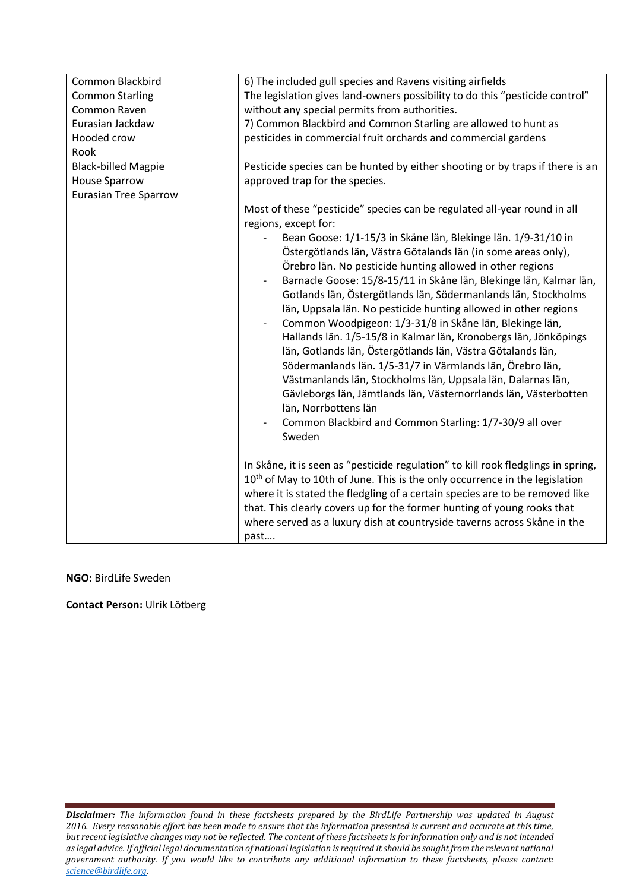| | |
|---|---|
| Common Blackbird<br>Common Starling<br>Common Raven<br>Eurasian Jackdaw<br>Hooded crow<br>Rook<br>Black-billed Magpie<br>House Sparrow<br>Eurasian Tree Sparrow | 6) The included gull species and Ravens visiting airfields<br>The legislation gives land-owners possibility to do this "pesticide control" without any special permits from authorities.<br>7) Common Blackbird and Common Starling are allowed to hunt as pesticides in commercial fruit orchards and commercial gardens<br><br>Pesticide species can be hunted by either shooting or by traps if there is an approved trap for the species.<br><br>Most of these "pesticide" species can be regulated all-year round in all regions, except for:<br>- Bean Goose: 1/1-15/3 in Skåne län, Blekinge län. 1/9-31/10 in Östergötlands län, Västra Götalands län (in some areas only), Örebro län. No pesticide hunting allowed in other regions<br>- Barnacle Goose: 15/8-15/11 in Skåne län, Blekinge län, Kalmar län, Gotlands län, Östergötlands län, Södermanlands län, Stockholms län, Uppsala län. No pesticide hunting allowed in other regions<br>- Common Woodpigeon: 1/3-31/8 in Skåne län, Blekinge län, Hallands län. 1/5-15/8 in Kalmar län, Kronobergs län, Jönköpings län, Gotlands län, Östergötlands län, Västra Götalands län, Södermanlands län. 1/5-31/7 in Värmlands län, Örebro län, Västmanlands län, Stockholms län, Uppsala län, Dalarnas län, Gävleborgs län, Jämtlands län, Västernorrlands län, Västerbotten län, Norrbottens län<br>- Common Blackbird and Common Starling: 1/7-30/9 all over Sweden<br><br>In Skåne, it is seen as "pesticide regulation" to kill rook fledglings in spring, 10th of May to 10th of June. This is the only occurrence in the legislation where it is stated the fledgling of a certain species are to be removed like that. This clearly covers up for the former hunting of young rooks that where served as a luxury dish at countryside taverns across Skåne in the past…. |

**NGO:** BirdLife Sweden

**Contact Person:** Ulrik Lötberg

***Disclaimer:*** *The information found in these factsheets prepared by the BirdLife Partnership was updated in August 2016. Every reasonable effort has been made to ensure that the information presented is current and accurate at this time, but recent legislative changes may not be reflected. The content of these factsheets is for information only and is not intended as legal advice. If official legal documentation of national legislation is required it should be sought from the relevant national government authority. If you would like to contribute any additional information to these factsheets, please contact: science@birdlife.org.*